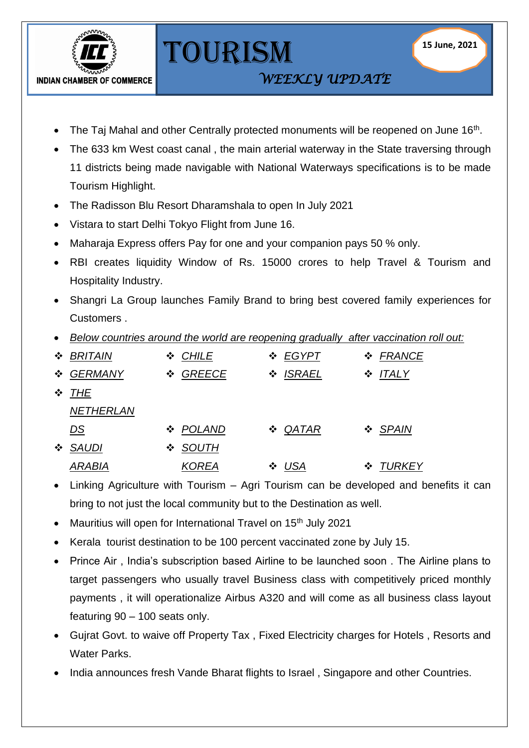INDIAN CHAMBER OF COMMERCE

# TOURISM

*WEEKLY UPDATE*

**15 June, 2021**

- The Taj Mahal and other Centrally protected monuments will be reopened on June 16th.
- The 633 km West coast canal , the main arterial waterway in the State traversing through 11 districts being made navigable with National Waterways specifications is to be made Tourism Highlight.
- The Radisson Blu Resort Dharamshala to open In July 2021
- Vistara to start Delhi Tokyo Flight from June 16.
- Maharaja Express offers Pay for one and your companion pays 50 % only.
- RBI creates liquidity Window of Rs. 15000 crores to help Travel & Tourism and Hospitality Industry.
- Shangri La Group launches Family Brand to bring best covered family experiences for Customers .
- *Below countries around the world are reopening gradually after vaccination roll out:*

| | | | |
|---|---|---|---|
| ❖ *BRITAIN* | ❖ *CHILE* | ❖ *EGYPT* | ❖ *FRANCE* |
| ❖ *GERMANY* | ❖ *GREECE* | ❖ *ISRAEL* | ❖ *ITALY* |
| ❖ *THE NETHERLANDS* | ❖ *POLAND* | ❖ *QATAR* | ❖ *SPAIN* |
| ❖ *SAUDI ARABIA* | ❖ *SOUTH KOREA* | ❖ *USA* | ❖ *TURKEY* |

- Linking Agriculture with Tourism – Agri Tourism can be developed and benefits it can bring to not just the local community but to the Destination as well.
- Mauritius will open for International Travel on 15th July 2021
- Kerala tourist destination to be 100 percent vaccinated zone by July 15.
- Prince Air , India's subscription based Airline to be launched soon . The Airline plans to target passengers who usually travel Business class with competitively priced monthly payments , it will operationalize Airbus A320 and will come as all business class layout featuring 90 – 100 seats only.
- Gujrat Govt. to waive off Property Tax , Fixed Electricity charges for Hotels , Resorts and Water Parks.
- India announces fresh Vande Bharat flights to Israel , Singapore and other Countries.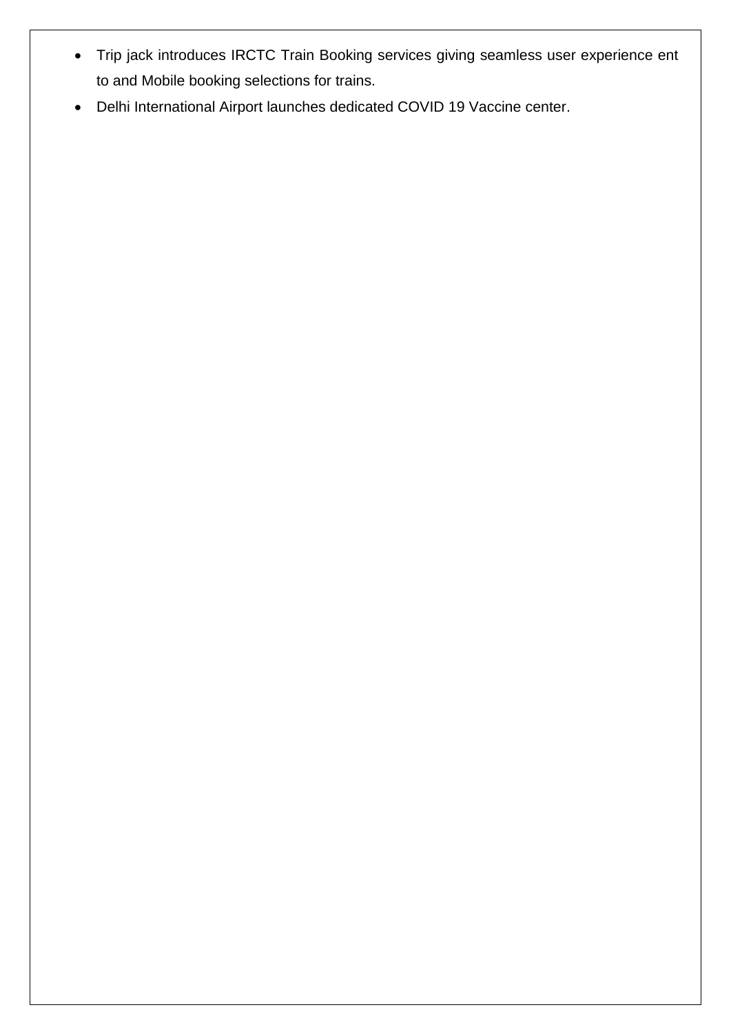- Trip jack introduces IRCTC Train Booking services giving seamless user experience ent to and Mobile booking selections for trains.
- Delhi International Airport launches dedicated COVID 19 Vaccine center.